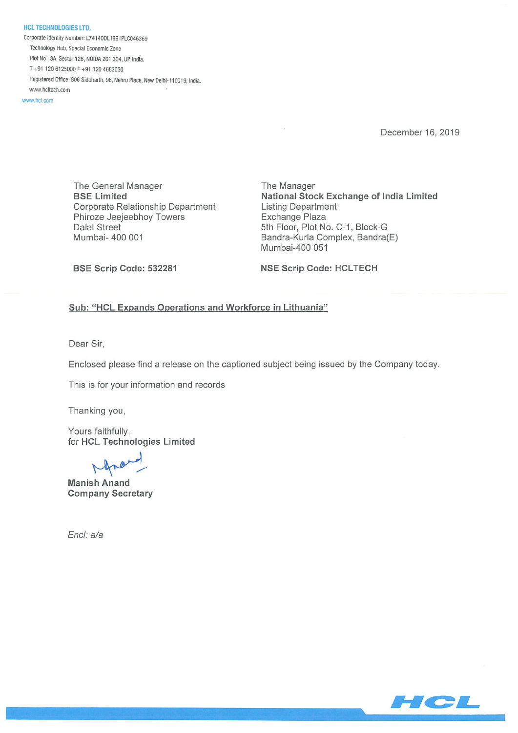**HCL TECHNOLOGIES LTD.**

Corporate Identity Number: L74140DL1991PLC046369

Technology Hub, Special Economic Zone

Plot No : 3A, Sector 126, NOIDA 201 304, UP, India.

T +91 120 6125000 F +91 120 4683030

Registered Office: 806 Siddharth, 96, Nehru Place, New Delhi-110019, India.

www.hcltech.com

www.hcl.com

December 16, 2019

The General Manager
**BSE Limited**
Corporate Relationship Department
Phiroze Jeejeebhoy Towers
Dalal Street
Mumbai- 400 001

**BSE Scrip Code: 532281**

The Manager
**National Stock Exchange of India Limited**
Listing Department
Exchange Plaza
5th Floor, Plot No. C-1, Block-G
Bandra-Kurla Complex, Bandra(E)
Mumbai-400 051

**NSE Scrip Code: HCLTECH**

**Sub: "HCL Expands Operations and Workforce in Lithuania"**

Dear Sir,

Enclosed please find a release on the captioned subject being issued by the Company today.

This is for your information and records

Thanking you,

Yours faithfully,
for **HCL Technologies Limited**

**Manish Anand**
**Company Secretary**

*Encl: a/a*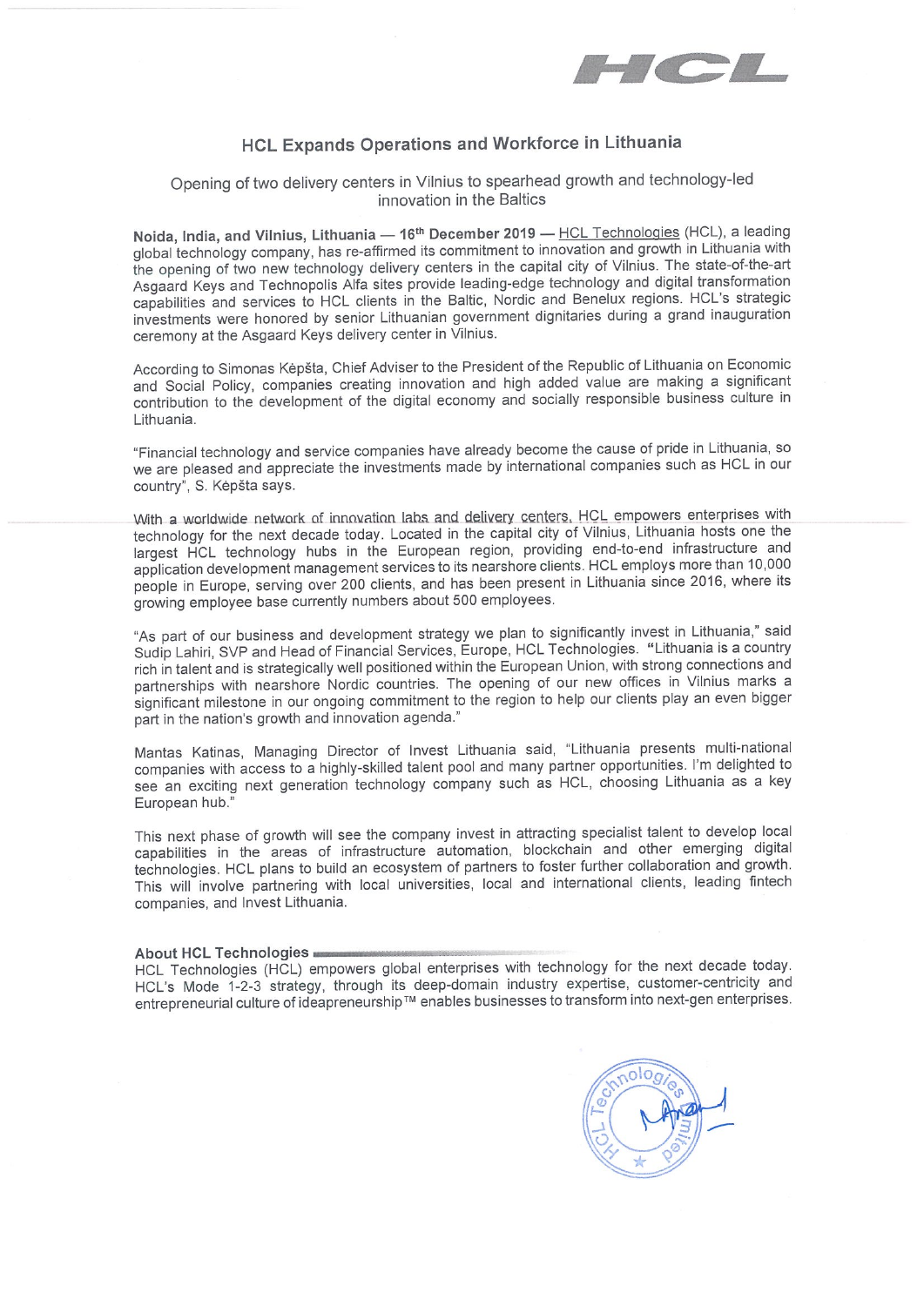# HCL Expands Operations and Workforce in Lithuania

Opening of two delivery centers in Vilnius to spearhead growth and technology-led innovation in the Baltics

**Noida, India, and Vilnius, Lithuania — 16th December 2019 —** HCL Technologies (HCL), a leading global technology company, has re-affirmed its commitment to innovation and growth in Lithuania with the opening of two new technology delivery centers in the capital city of Vilnius. The state-of-the-art Asgaard Keys and Technopolis Alfa sites provide leading-edge technology and digital transformation capabilities and services to HCL clients in the Baltic, Nordic and Benelux regions. HCL's strategic investments were honored by senior Lithuanian government dignitaries during a grand inauguration ceremony at the Asgaard Keys delivery center in Vilnius.

According to Simonas Kėpšta, Chief Adviser to the President of the Republic of Lithuania on Economic and Social Policy, companies creating innovation and high added value are making a significant contribution to the development of the digital economy and socially responsible business culture in Lithuania.

"Financial technology and service companies have already become the cause of pride in Lithuania, so we are pleased and appreciate the investments made by international companies such as HCL in our country", S. Kėpšta says.

With a worldwide network of innovation labs and delivery centers, HCL empowers enterprises with technology for the next decade today. Located in the capital city of Vilnius, Lithuania hosts one the largest HCL technology hubs in the European region, providing end-to-end infrastructure and application development management services to its nearshore clients. HCL employs more than 10,000 people in Europe, serving over 200 clients, and has been present in Lithuania since 2016, where its growing employee base currently numbers about 500 employees.

"As part of our business and development strategy we plan to significantly invest in Lithuania," said Sudip Lahiri, SVP and Head of Financial Services, Europe, HCL Technologies. "Lithuania is a country rich in talent and is strategically well positioned within the European Union, with strong connections and partnerships with nearshore Nordic countries. The opening of our new offices in Vilnius marks a significant milestone in our ongoing commitment to the region to help our clients play an even bigger part in the nation's growth and innovation agenda."

Mantas Katinas, Managing Director of Invest Lithuania said, "Lithuania presents multi-national companies with access to a highly-skilled talent pool and many partner opportunities. I'm delighted to see an exciting next generation technology company such as HCL, choosing Lithuania as a key European hub."

This next phase of growth will see the company invest in attracting specialist talent to develop local capabilities in the areas of infrastructure automation, blockchain and other emerging digital technologies. HCL plans to build an ecosystem of partners to foster further collaboration and growth. This will involve partnering with local universities, local and international clients, leading fintech companies, and Invest Lithuania.

**About HCL Technologies**

HCL Technologies (HCL) empowers global enterprises with technology for the next decade today. HCL's Mode 1-2-3 strategy, through its deep-domain industry expertise, customer-centricity and entrepreneurial culture of ideapreneurship™ enables businesses to transform into next-gen enterprises.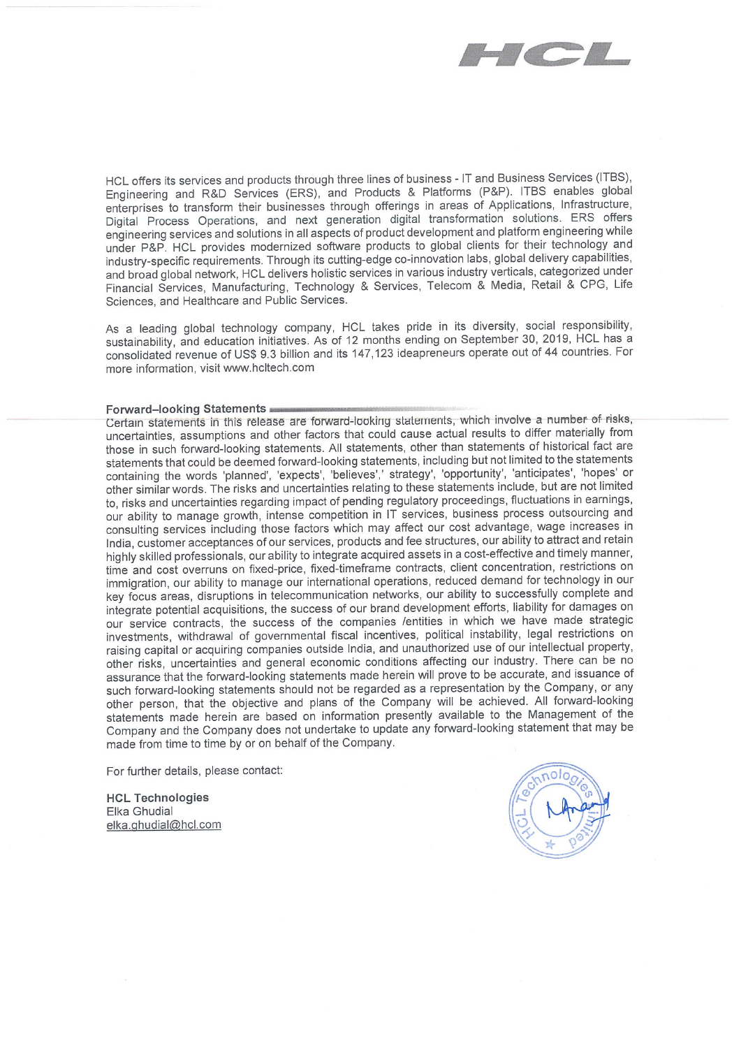HCL offers its services and products through three lines of business - IT and Business Services (ITBS), Engineering and R&D Services (ERS), and Products & Platforms (P&P). ITBS enables global enterprises to transform their businesses through offerings in areas of Applications, Infrastructure, Digital Process Operations, and next generation digital transformation solutions. ERS offers engineering services and solutions in all aspects of product development and platform engineering while under P&P. HCL provides modernized software products to global clients for their technology and industry-specific requirements. Through its cutting-edge co-innovation labs, global delivery capabilities, and broad global network, HCL delivers holistic services in various industry verticals, categorized under Financial Services, Manufacturing, Technology & Services, Telecom & Media, Retail & CPG, Life Sciences, and Healthcare and Public Services.

As a leading global technology company, HCL takes pride in its diversity, social responsibility, sustainability, and education initiatives. As of 12 months ending on September 30, 2019, HCL has a consolidated revenue of US$ 9.3 billion and its 147,123 ideapreneurs operate out of 44 countries. For more information, visit www.hcltech.com

**Forward–looking Statements**

Certain statements in this release are forward-looking statements, which involve a number of risks, uncertainties, assumptions and other factors that could cause actual results to differ materially from those in such forward-looking statements. All statements, other than statements of historical fact are statements that could be deemed forward-looking statements, including but not limited to the statements containing the words 'planned', 'expects', 'believes',' strategy', 'opportunity', 'anticipates', 'hopes' or other similar words. The risks and uncertainties relating to these statements include, but are not limited to, risks and uncertainties regarding impact of pending regulatory proceedings, fluctuations in earnings, our ability to manage growth, intense competition in IT services, business process outsourcing and consulting services including those factors which may affect our cost advantage, wage increases in India, customer acceptances of our services, products and fee structures, our ability to attract and retain highly skilled professionals, our ability to integrate acquired assets in a cost-effective and timely manner, time and cost overruns on fixed-price, fixed-timeframe contracts, client concentration, restrictions on immigration, our ability to manage our international operations, reduced demand for technology in our key focus areas, disruptions in telecommunication networks, our ability to successfully complete and integrate potential acquisitions, the success of our brand development efforts, liability for damages on our service contracts, the success of the companies /entities in which we have made strategic investments, withdrawal of governmental fiscal incentives, political instability, legal restrictions on raising capital or acquiring companies outside India, and unauthorized use of our intellectual property, other risks, uncertainties and general economic conditions affecting our industry. There can be no assurance that the forward-looking statements made herein will prove to be accurate, and issuance of such forward-looking statements should not be regarded as a representation by the Company, or any other person, that the objective and plans of the Company will be achieved. All forward-looking statements made herein are based on information presently available to the Management of the Company and the Company does not undertake to update any forward-looking statement that may be made from time to time by or on behalf of the Company.

For further details, please contact:

**HCL Technologies**
Elka Ghudial
elka.ghudial@hcl.com